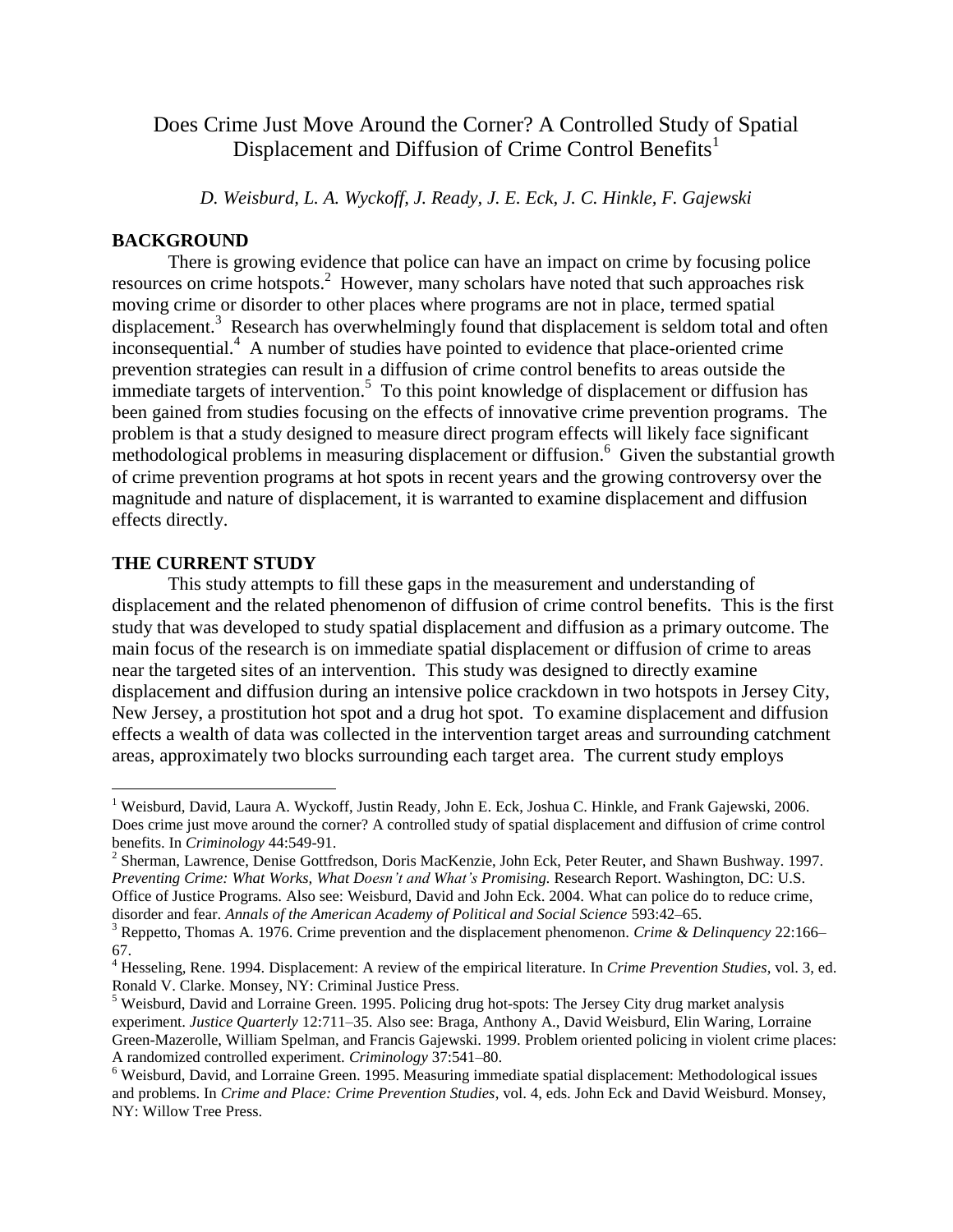# Does Crime Just Move Around the Corner? A Controlled Study of Spatial Displacement and Diffusion of Crime Control Benefits[1]

*D. Weisburd, L. A. Wyckoff, J. Ready, J. E. Eck, J. C. Hinkle, F. Gajewski*

## BACKGROUND

There is growing evidence that police can have an impact on crime by focusing police resources on crime hotspots.[2] However, many scholars have noted that such approaches risk moving crime or disorder to other places where programs are not in place, termed spatial displacement.[3] Research has overwhelmingly found that displacement is seldom total and often inconsequential.[4] A number of studies have pointed to evidence that place-oriented crime prevention strategies can result in a diffusion of crime control benefits to areas outside the immediate targets of intervention.[5] To this point knowledge of displacement or diffusion has been gained from studies focusing on the effects of innovative crime prevention programs. The problem is that a study designed to measure direct program effects will likely face significant methodological problems in measuring displacement or diffusion.[6] Given the substantial growth of crime prevention programs at hot spots in recent years and the growing controversy over the magnitude and nature of displacement, it is warranted to examine displacement and diffusion effects directly.

## THE CURRENT STUDY

This study attempts to fill these gaps in the measurement and understanding of displacement and the related phenomenon of diffusion of crime control benefits. This is the first study that was developed to study spatial displacement and diffusion as a primary outcome. The main focus of the research is on immediate spatial displacement or diffusion of crime to areas near the targeted sites of an intervention. This study was designed to directly examine displacement and diffusion during an intensive police crackdown in two hotspots in Jersey City, New Jersey, a prostitution hot spot and a drug hot spot. To examine displacement and diffusion effects a wealth of data was collected in the intervention target areas and surrounding catchment areas, approximately two blocks surrounding each target area. The current study employs

---

[1] Weisburd, David, Laura A. Wyckoff, Justin Ready, John E. Eck, Joshua C. Hinkle, and Frank Gajewski, 2006. Does crime just move around the corner? A controlled study of spatial displacement and diffusion of crime control benefits. In *Criminology* 44:549-91.

[2] Sherman, Lawrence, Denise Gottfredson, Doris MacKenzie, John Eck, Peter Reuter, and Shawn Bushway. 1997. *Preventing Crime: What Works, What Doesn't and What's Promising*. Research Report. Washington, DC: U.S. Office of Justice Programs. Also see: Weisburd, David and John Eck. 2004. What can police do to reduce crime, disorder and fear. *Annals of the American Academy of Political and Social Science* 593:42–65.

[3] Reppetto, Thomas A. 1976. Crime prevention and the displacement phenomenon. *Crime & Delinquency* 22:166–67.

[4] Hesseling, Rene. 1994. Displacement: A review of the empirical literature. In *Crime Prevention Studies*, vol. 3, ed. Ronald V. Clarke. Monsey, NY: Criminal Justice Press.

[5] Weisburd, David and Lorraine Green. 1995. Policing drug hot-spots: The Jersey City drug market analysis experiment. *Justice Quarterly* 12:711–35. Also see: Braga, Anthony A., David Weisburd, Elin Waring, Lorraine Green-Mazerolle, William Spelman, and Francis Gajewski. 1999. Problem oriented policing in violent crime places: A randomized controlled experiment. *Criminology* 37:541–80.

[6] Weisburd, David, and Lorraine Green. 1995. Measuring immediate spatial displacement: Methodological issues and problems. In *Crime and Place: Crime Prevention Studies*, vol. 4, eds. John Eck and David Weisburd. Monsey, NY: Willow Tree Press.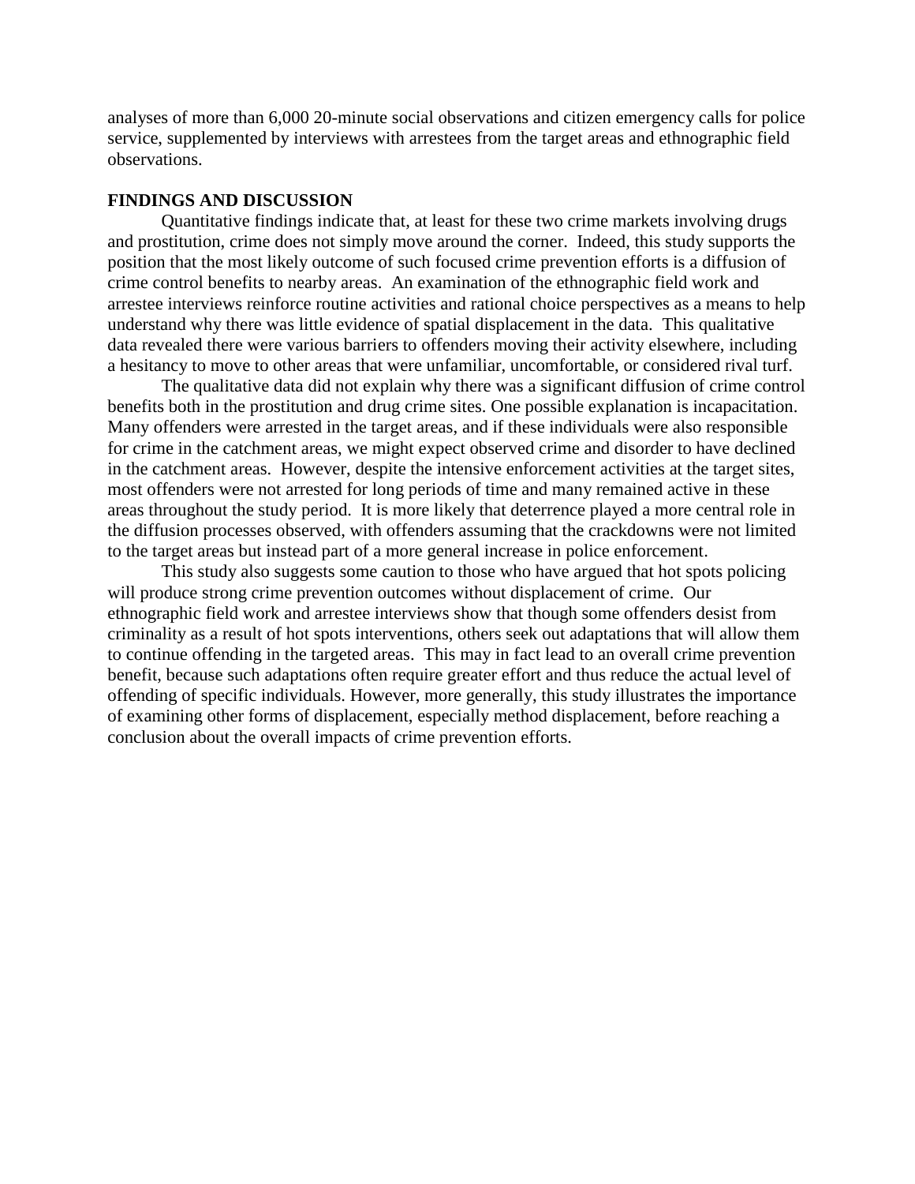analyses of more than 6,000 20-minute social observations and citizen emergency calls for police service, supplemented by interviews with arrestees from the target areas and ethnographic field observations.

## FINDINGS AND DISCUSSION

Quantitative findings indicate that, at least for these two crime markets involving drugs and prostitution, crime does not simply move around the corner. Indeed, this study supports the position that the most likely outcome of such focused crime prevention efforts is a diffusion of crime control benefits to nearby areas. An examination of the ethnographic field work and arrestee interviews reinforce routine activities and rational choice perspectives as a means to help understand why there was little evidence of spatial displacement in the data. This qualitative data revealed there were various barriers to offenders moving their activity elsewhere, including a hesitancy to move to other areas that were unfamiliar, uncomfortable, or considered rival turf.

The qualitative data did not explain why there was a significant diffusion of crime control benefits both in the prostitution and drug crime sites. One possible explanation is incapacitation. Many offenders were arrested in the target areas, and if these individuals were also responsible for crime in the catchment areas, we might expect observed crime and disorder to have declined in the catchment areas. However, despite the intensive enforcement activities at the target sites, most offenders were not arrested for long periods of time and many remained active in these areas throughout the study period. It is more likely that deterrence played a more central role in the diffusion processes observed, with offenders assuming that the crackdowns were not limited to the target areas but instead part of a more general increase in police enforcement.

This study also suggests some caution to those who have argued that hot spots policing will produce strong crime prevention outcomes without displacement of crime. Our ethnographic field work and arrestee interviews show that though some offenders desist from criminality as a result of hot spots interventions, others seek out adaptations that will allow them to continue offending in the targeted areas. This may in fact lead to an overall crime prevention benefit, because such adaptations often require greater effort and thus reduce the actual level of offending of specific individuals. However, more generally, this study illustrates the importance of examining other forms of displacement, especially method displacement, before reaching a conclusion about the overall impacts of crime prevention efforts.